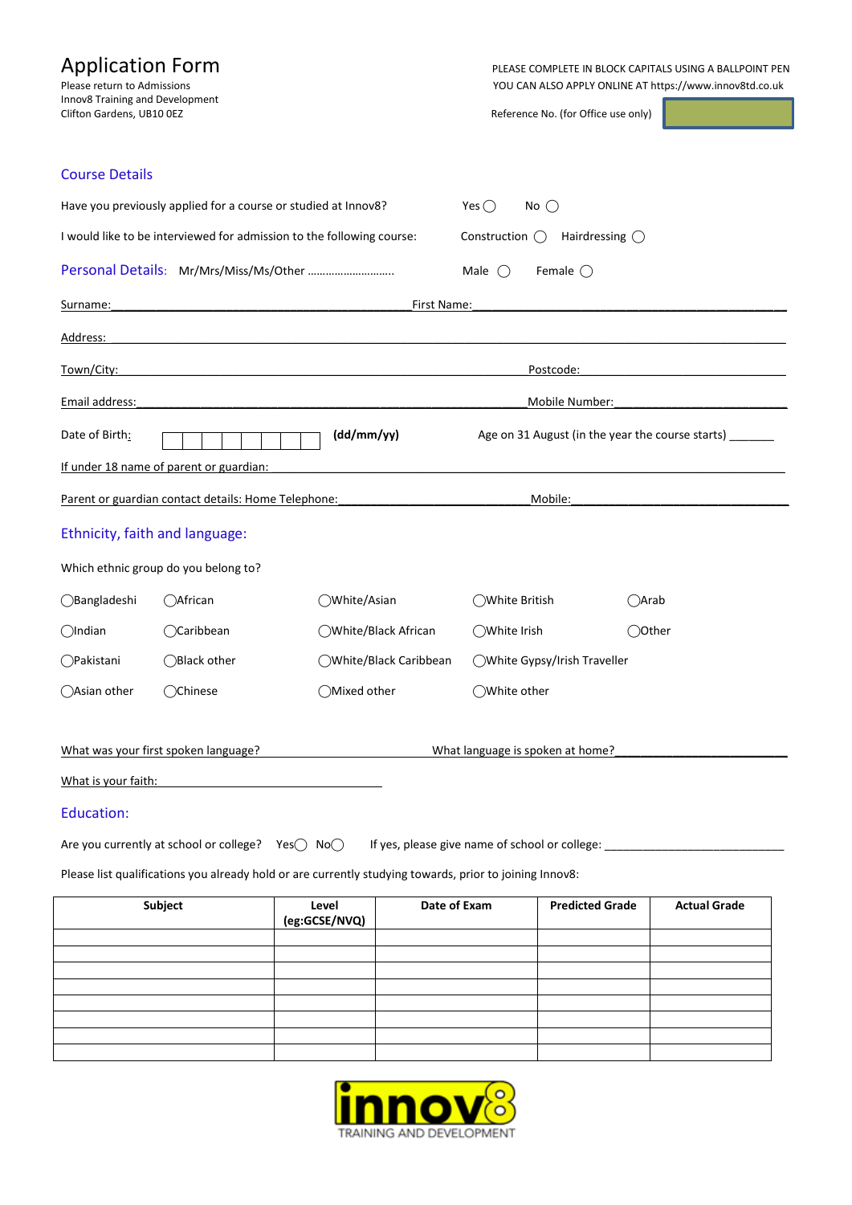# Application Form

Please return to Admissions
Innov8 Training and Development
Clifton Gardens, UB10 0EZ

PLEASE COMPLETE IN BLOCK CAPITALS USING A BALLPOINT PEN
YOU CAN ALSO APPLY ONLINE AT https://www.innov8td.co.uk

Reference No. (for Office use only)

## Course Details

Have you previously applied for a course or studied at Innov8? Yes ◯ No ◯

I would like to be interviewed for admission to the following course: Construction ◯ Hairdressing ◯

## Personal Details: Mr/Mrs/Miss/Ms/Other ……………………….. Male ◯ Female ◯

Surname:_______________________________________ First Name:_______________________________________

Address: _______________________________________________________________________________

Town/City: ______________________________________ Postcode: __________________________

Email address:____________________________________ Mobile Number:______________________

Date of Birth: | | | | | | | | | **(dd/mm/yy)** Age on 31 August (in the year the course starts) _______

If under 18 name of parent or guardian: ________________________________________________________

Parent or guardian contact details: Home Telephone:__________________________ Mobile:__________________________

## Ethnicity, faith and language:

Which ethnic group do you belong to?

◯Bangladeshi ◯African ◯White/Asian ◯White British ◯Arab

◯Indian ◯Caribbean ◯White/Black African ◯White Irish ◯Other

◯Pakistani ◯Black other ◯White/Black Caribbean ◯White Gypsy/Irish Traveller

◯Asian other ◯Chinese ◯Mixed other ◯White other

What was your first spoken language? ______________________ What language is spoken at home?__________________________

What is your faith: ______________________________

## Education:

Are you currently at school or college? Yes◯ No◯ If yes, please give name of school or college: ____________________________

Please list qualifications you already hold or are currently studying towards, prior to joining Innov8:

| Subject | Level (eg:GCSE/NVQ) | Date of Exam | Predicted Grade | Actual Grade |
|---|---|---|---|---|
| | | | | |
| | | | | |
| | | | | |
| | | | | |
| | | | | |
| | | | | |
| | | | | |
| | | | | |

innov8
TRAINING AND DEVELOPMENT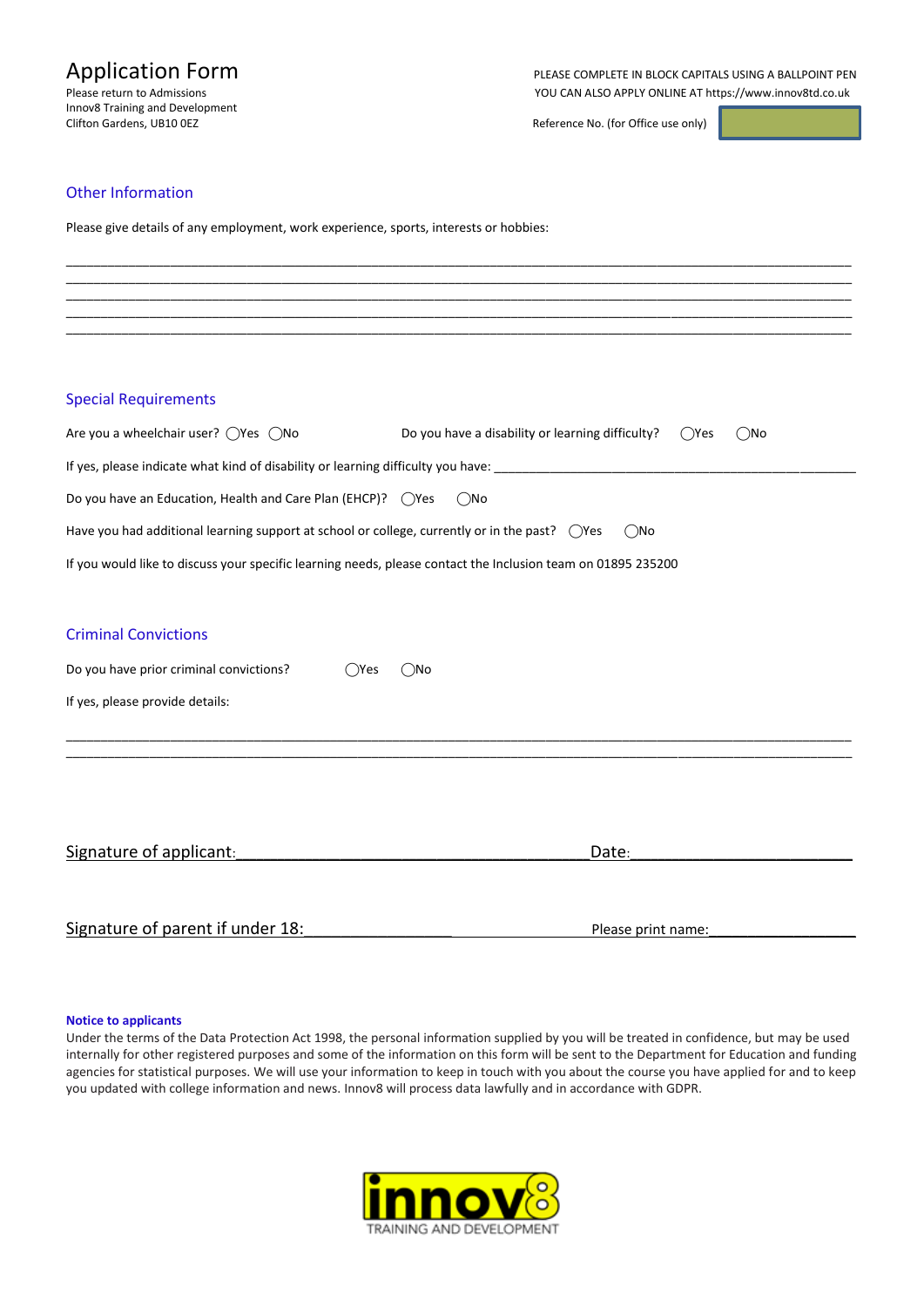# Application Form

Please return to Admissions
Innov8 Training and Development
Clifton Gardens, UB10 0EZ

PLEASE COMPLETE IN BLOCK CAPITALS USING A BALLPOINT PEN
YOU CAN ALSO APPLY ONLINE AT https://www.innov8td.co.uk

Reference No. (for Office use only)

## Other Information

Please give details of any employment, work experience, sports, interests or hobbies:

_______________________________________________________________________________________________
_______________________________________________________________________________________________
_______________________________________________________________________________________________
_______________________________________________________________________________________________
_______________________________________________________________________________________________

## Special Requirements

Are you a wheelchair user? ◯Yes ◯No

Do you have a disability or learning difficulty? ◯Yes ◯No

If yes, please indicate what kind of disability or learning difficulty you have: ______________________________________________________

Do you have an Education, Health and Care Plan (EHCP)? ◯Yes ◯No

Have you had additional learning support at school or college, currently or in the past? ◯Yes ◯No

If you would like to discuss your specific learning needs, please contact the Inclusion team on 01895 235200

## Criminal Convictions

Do you have prior criminal convictions? ◯Yes ◯No

If yes, please provide details:

_______________________________________________________________________________________________
_______________________________________________________________________________________________

Signature of applicant:_________________________________________ Date:________________________

Signature of parent if under 18:_________________________________ Please print name:_________________

**Notice to applicants**

Under the terms of the Data Protection Act 1998, the personal information supplied by you will be treated in confidence, but may be used internally for other registered purposes and some of the information on this form will be sent to the Department for Education and funding agencies for statistical purposes. We will use your information to keep in touch with you about the course you have applied for and to keep you updated with college information and news. Innov8 will process data lawfully and in accordance with GDPR.

innov8
TRAINING AND DEVELOPMENT